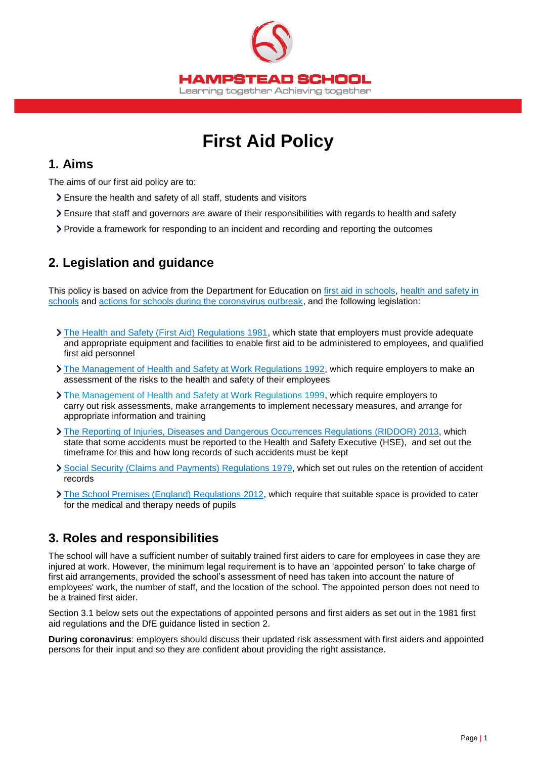HAMPSTEAD SCHOOL

Learning together Achieving together

# First Aid Policy

## 1. Aims

The aims of our first aid policy are to:

- Ensure the health and safety of all staff, students and visitors
- Ensure that staff and governors are aware of their responsibilities with regards to health and safety
- Provide a framework for responding to an incident and recording and reporting the outcomes

## 2. Legislation and guidance

This policy is based on advice from the Department for Education on first aid in schools, health and safety in schools and actions for schools during the coronavirus outbreak, and the following legislation:

- The Health and Safety (First Aid) Regulations 1981, which state that employers must provide adequate and appropriate equipment and facilities to enable first aid to be administered to employees, and qualified first aid personnel
- The Management of Health and Safety at Work Regulations 1992, which require employers to make an assessment of the risks to the health and safety of their employees
- The Management of Health and Safety at Work Regulations 1999, which require employers to carry out risk assessments, make arrangements to implement necessary measures, and arrange for appropriate information and training
- The Reporting of Injuries, Diseases and Dangerous Occurrences Regulations (RIDDOR) 2013, which state that some accidents must be reported to the Health and Safety Executive (HSE), and set out the timeframe for this and how long records of such accidents must be kept
- Social Security (Claims and Payments) Regulations 1979, which set out rules on the retention of accident records
- The School Premises (England) Regulations 2012, which require that suitable space is provided to cater for the medical and therapy needs of pupils

## 3. Roles and responsibilities

The school will have a sufficient number of suitably trained first aiders to care for employees in case they are injured at work. However, the minimum legal requirement is to have an 'appointed person' to take charge of first aid arrangements, provided the school's assessment of need has taken into account the nature of employees' work, the number of staff, and the location of the school. The appointed person does not need to be a trained first aider.

Section 3.1 below sets out the expectations of appointed persons and first aiders as set out in the 1981 first aid regulations and the DfE guidance listed in section 2.

**During coronavirus**: employers should discuss their updated risk assessment with first aiders and appointed persons for their input and so they are confident about providing the right assistance.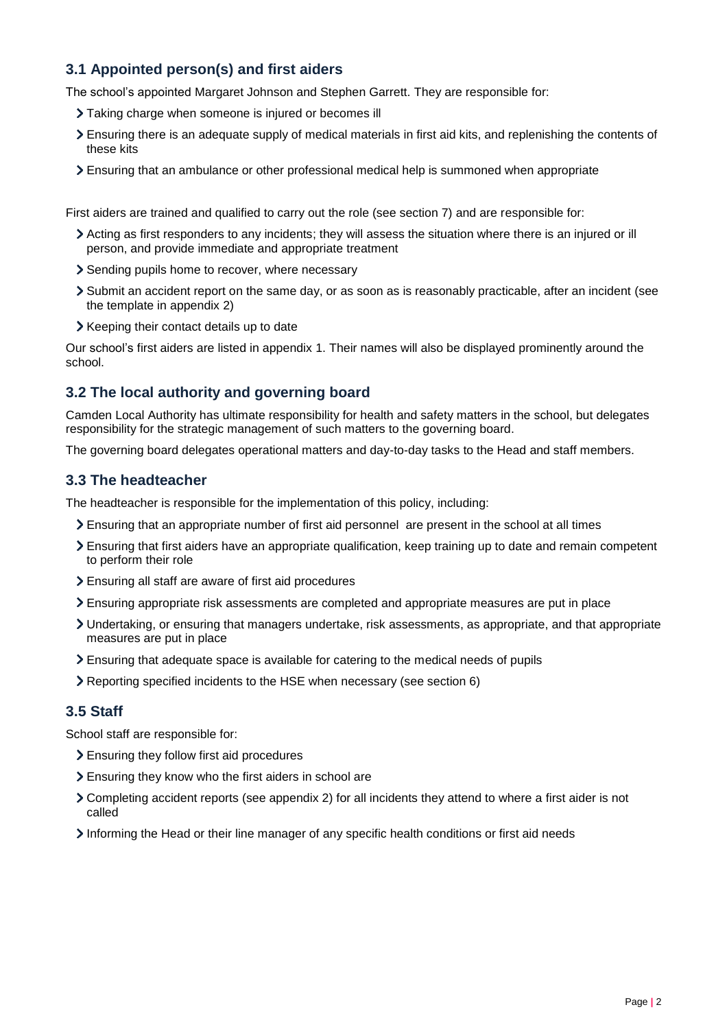### 3.1 Appointed person(s) and first aiders

The school's appointed Margaret Johnson and Stephen Garrett. They are responsible for:

- Taking charge when someone is injured or becomes ill
- Ensuring there is an adequate supply of medical materials in first aid kits, and replenishing the contents of these kits
- Ensuring that an ambulance or other professional medical help is summoned when appropriate

First aiders are trained and qualified to carry out the role (see section 7) and are responsible for:

- Acting as first responders to any incidents; they will assess the situation where there is an injured or ill person, and provide immediate and appropriate treatment
- Sending pupils home to recover, where necessary
- Submit an accident report on the same day, or as soon as is reasonably practicable, after an incident (see the template in appendix 2)
- Keeping their contact details up to date

Our school's first aiders are listed in appendix 1. Their names will also be displayed prominently around the school.

### 3.2 The local authority and governing board

Camden Local Authority has ultimate responsibility for health and safety matters in the school, but delegates responsibility for the strategic management of such matters to the governing board.

The governing board delegates operational matters and day-to-day tasks to the Head and staff members.

### 3.3 The headteacher

The headteacher is responsible for the implementation of this policy, including:

- Ensuring that an appropriate number of first aid personnel are present in the school at all times
- Ensuring that first aiders have an appropriate qualification, keep training up to date and remain competent to perform their role
- Ensuring all staff are aware of first aid procedures
- Ensuring appropriate risk assessments are completed and appropriate measures are put in place
- Undertaking, or ensuring that managers undertake, risk assessments, as appropriate, and that appropriate measures are put in place
- Ensuring that adequate space is available for catering to the medical needs of pupils
- Reporting specified incidents to the HSE when necessary (see section 6)

### 3.5 Staff

School staff are responsible for:

- Ensuring they follow first aid procedures
- Ensuring they know who the first aiders in school are
- Completing accident reports (see appendix 2) for all incidents they attend to where a first aider is not called
- Informing the Head or their line manager of any specific health conditions or first aid needs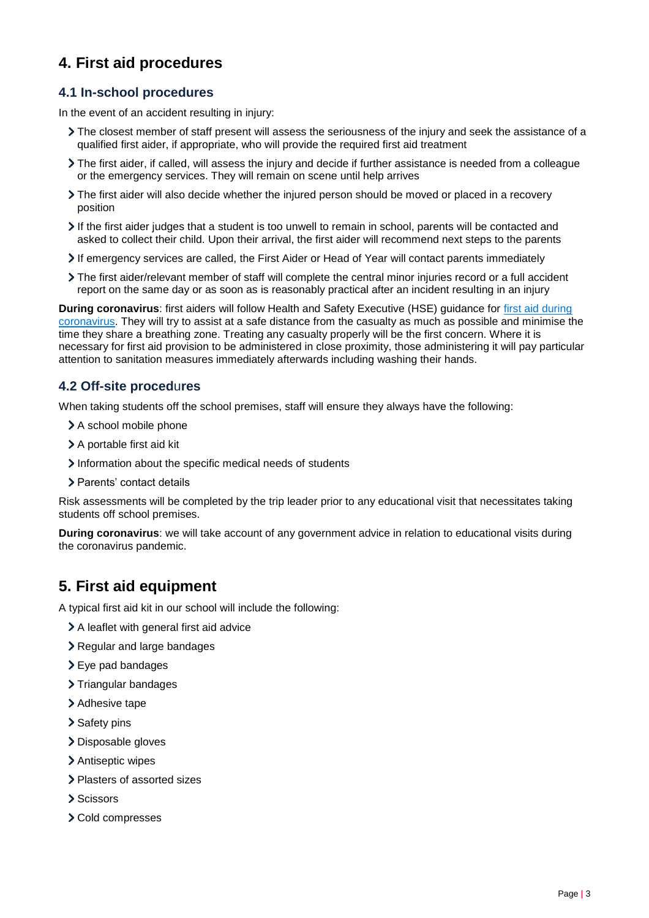## 4. First aid procedures

### 4.1 In-school procedures

In the event of an accident resulting in injury:

- The closest member of staff present will assess the seriousness of the injury and seek the assistance of a qualified first aider, if appropriate, who will provide the required first aid treatment
- The first aider, if called, will assess the injury and decide if further assistance is needed from a colleague or the emergency services. They will remain on scene until help arrives
- The first aider will also decide whether the injured person should be moved or placed in a recovery position
- If the first aider judges that a student is too unwell to remain in school, parents will be contacted and asked to collect their child. Upon their arrival, the first aider will recommend next steps to the parents
- If emergency services are called, the First Aider or Head of Year will contact parents immediately
- The first aider/relevant member of staff will complete the central minor injuries record or a full accident report on the same day or as soon as is reasonably practical after an incident resulting in an injury

**During coronavirus**: first aiders will follow Health and Safety Executive (HSE) guidance for first aid during coronavirus. They will try to assist at a safe distance from the casualty as much as possible and minimise the time they share a breathing zone. Treating any casualty properly will be the first concern. Where it is necessary for first aid provision to be administered in close proximity, those administering it will pay particular attention to sanitation measures immediately afterwards including washing their hands.

### 4.2 Off-site procedures

When taking students off the school premises, staff will ensure they always have the following:

- A school mobile phone
- A portable first aid kit
- Information about the specific medical needs of students
- Parents' contact details

Risk assessments will be completed by the trip leader prior to any educational visit that necessitates taking students off school premises.

**During coronavirus**: we will take account of any government advice in relation to educational visits during the coronavirus pandemic.

## 5. First aid equipment

A typical first aid kit in our school will include the following:

- A leaflet with general first aid advice
- Regular and large bandages
- Eye pad bandages
- Triangular bandages
- Adhesive tape
- Safety pins
- Disposable gloves
- Antiseptic wipes
- Plasters of assorted sizes
- Scissors
- Cold compresses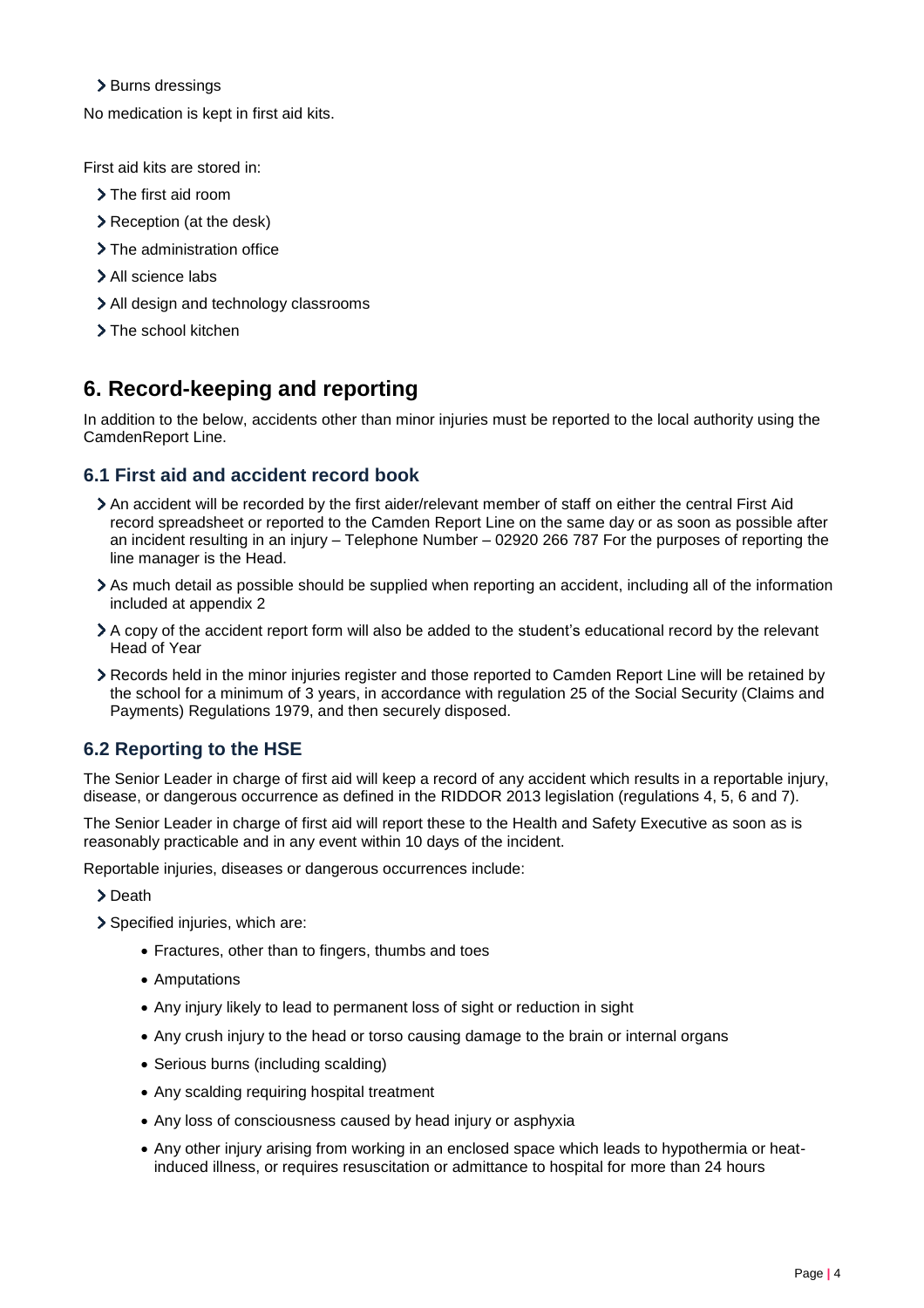- Burns dressings

No medication is kept in first aid kits.

First aid kits are stored in:

- The first aid room
- Reception (at the desk)
- The administration office
- All science labs
- All design and technology classrooms
- The school kitchen

## 6. Record-keeping and reporting

In addition to the below, accidents other than minor injuries must be reported to the local authority using the CamdenReport Line.

### 6.1 First aid and accident record book

- An accident will be recorded by the first aider/relevant member of staff on either the central First Aid record spreadsheet or reported to the Camden Report Line on the same day or as soon as possible after an incident resulting in an injury – Telephone Number – 02920 266 787 For the purposes of reporting the line manager is the Head.
- As much detail as possible should be supplied when reporting an accident, including all of the information included at appendix 2
- A copy of the accident report form will also be added to the student's educational record by the relevant Head of Year
- Records held in the minor injuries register and those reported to Camden Report Line will be retained by the school for a minimum of 3 years, in accordance with regulation 25 of the Social Security (Claims and Payments) Regulations 1979, and then securely disposed.

### 6.2 Reporting to the HSE

The Senior Leader in charge of first aid will keep a record of any accident which results in a reportable injury, disease, or dangerous occurrence as defined in the RIDDOR 2013 legislation (regulations 4, 5, 6 and 7).

The Senior Leader in charge of first aid will report these to the Health and Safety Executive as soon as is reasonably practicable and in any event within 10 days of the incident.

Reportable injuries, diseases or dangerous occurrences include:

- Death
- Specified injuries, which are:
  - Fractures, other than to fingers, thumbs and toes
  - Amputations
  - Any injury likely to lead to permanent loss of sight or reduction in sight
  - Any crush injury to the head or torso causing damage to the brain or internal organs
  - Serious burns (including scalding)
  - Any scalding requiring hospital treatment
  - Any loss of consciousness caused by head injury or asphyxia
  - Any other injury arising from working in an enclosed space which leads to hypothermia or heat-induced illness, or requires resuscitation or admittance to hospital for more than 24 hours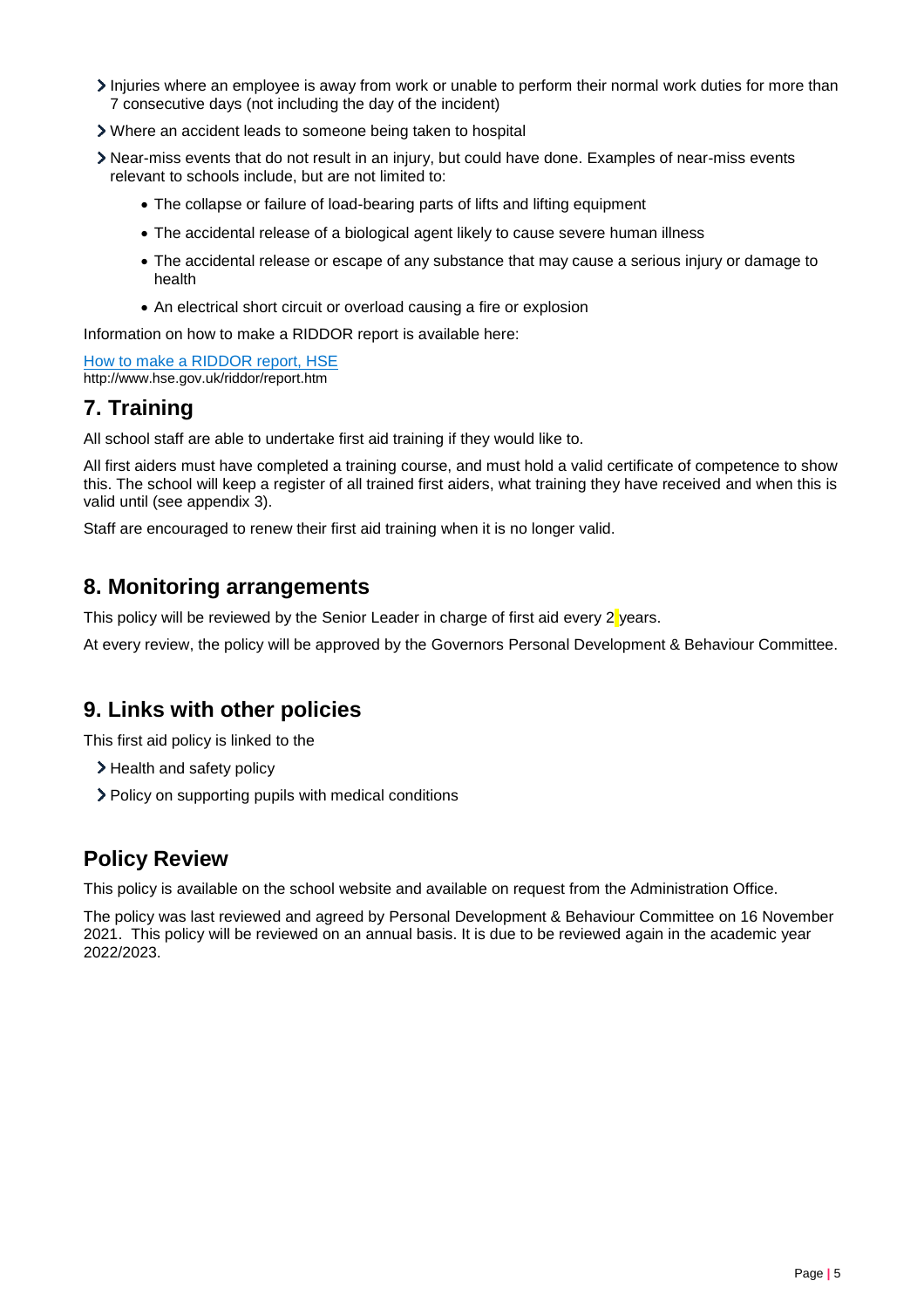- Injuries where an employee is away from work or unable to perform their normal work duties for more than 7 consecutive days (not including the day of the incident)
- Where an accident leads to someone being taken to hospital
- Near-miss events that do not result in an injury, but could have done. Examples of near-miss events relevant to schools include, but are not limited to:
  - The collapse or failure of load-bearing parts of lifts and lifting equipment
  - The accidental release of a biological agent likely to cause severe human illness
  - The accidental release or escape of any substance that may cause a serious injury or damage to health
  - An electrical short circuit or overload causing a fire or explosion

Information on how to make a RIDDOR report is available here:

[How to make a RIDDOR report, HSE](http://www.hse.gov.uk/riddor/report.htm)
http://www.hse.gov.uk/riddor/report.htm

## 7. Training

All school staff are able to undertake first aid training if they would like to.

All first aiders must have completed a training course, and must hold a valid certificate of competence to show this. The school will keep a register of all trained first aiders, what training they have received and when this is valid until (see appendix 3).

Staff are encouraged to renew their first aid training when it is no longer valid.

## 8. Monitoring arrangements

This policy will be reviewed by the Senior Leader in charge of first aid every 2 years.

At every review, the policy will be approved by the Governors Personal Development & Behaviour Committee.

## 9. Links with other policies

This first aid policy is linked to the

- Health and safety policy
- Policy on supporting pupils with medical conditions

## Policy Review

This policy is available on the school website and available on request from the Administration Office.

The policy was last reviewed and agreed by Personal Development & Behaviour Committee on 16 November 2021. This policy will be reviewed on an annual basis. It is due to be reviewed again in the academic year 2022/2023.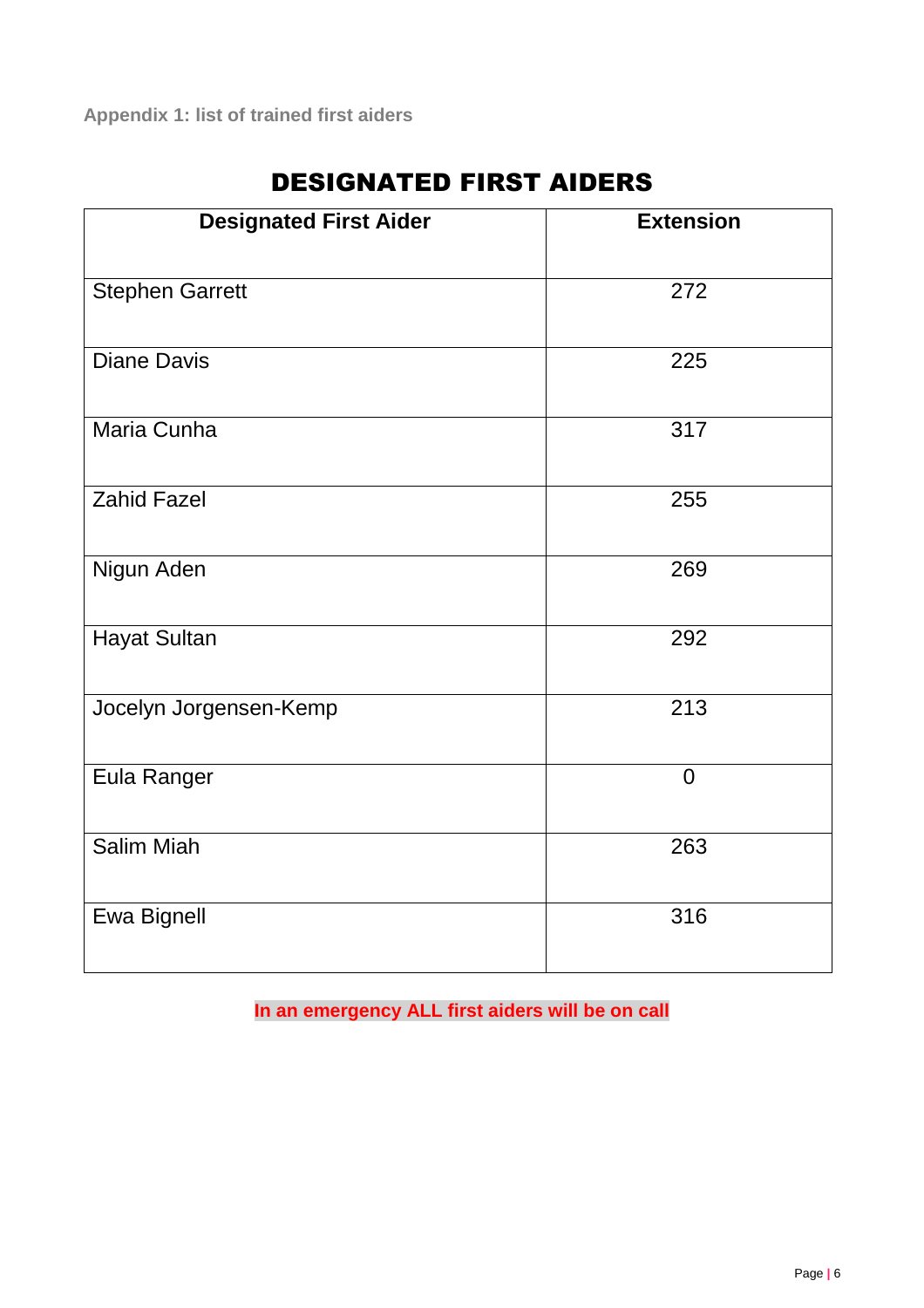Appendix 1: list of trained first aiders

# DESIGNATED FIRST AIDERS

| Designated First Aider | Extension |
|---|---|
| Stephen Garrett | 272 |
| Diane Davis | 225 |
| Maria Cunha | 317 |
| Zahid Fazel | 255 |
| Nigun Aden | 269 |
| Hayat Sultan | 292 |
| Jocelyn Jorgensen-Kemp | 213 |
| Eula Ranger | 0 |
| Salim Miah | 263 |
| Ewa Bignell | 316 |

**In an emergency ALL first aiders will be on call**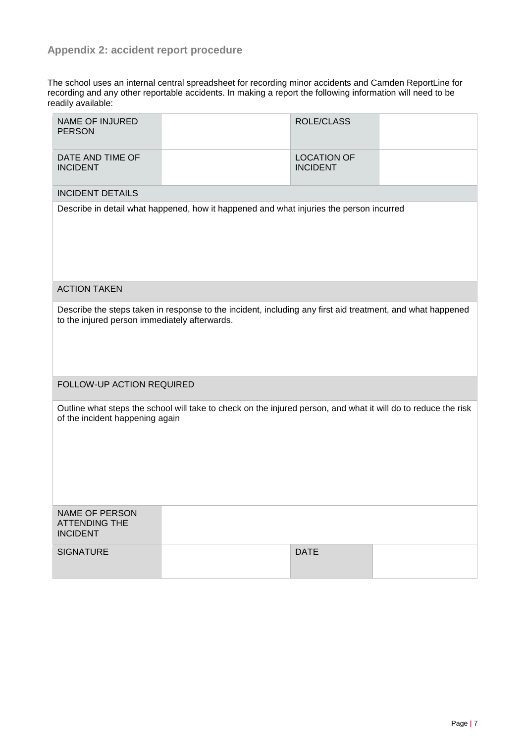## Appendix 2: accident report procedure

The school uses an internal central spreadsheet for recording minor accidents and Camden ReportLine for recording and any other reportable accidents. In making a report the following information will need to be readily available:

| | | | |
|---|---|---|---|
| NAME OF INJURED PERSON | | ROLE/CLASS | |
| DATE AND TIME OF INCIDENT | | LOCATION OF INCIDENT | |
| INCIDENT DETAILS | | | |
| Describe in detail what happened, how it happened and what injuries the person incurred | | | |
| ACTION TAKEN | | | |
| Describe the steps taken in response to the incident, including any first aid treatment, and what happened to the injured person immediately afterwards. | | | |
| FOLLOW-UP ACTION REQUIRED | | | |
| Outline what steps the school will take to check on the injured person, and what it will do to reduce the risk of the incident happening again | | | |
| NAME OF PERSON ATTENDING THE INCIDENT | | | |
| SIGNATURE | | DATE | |